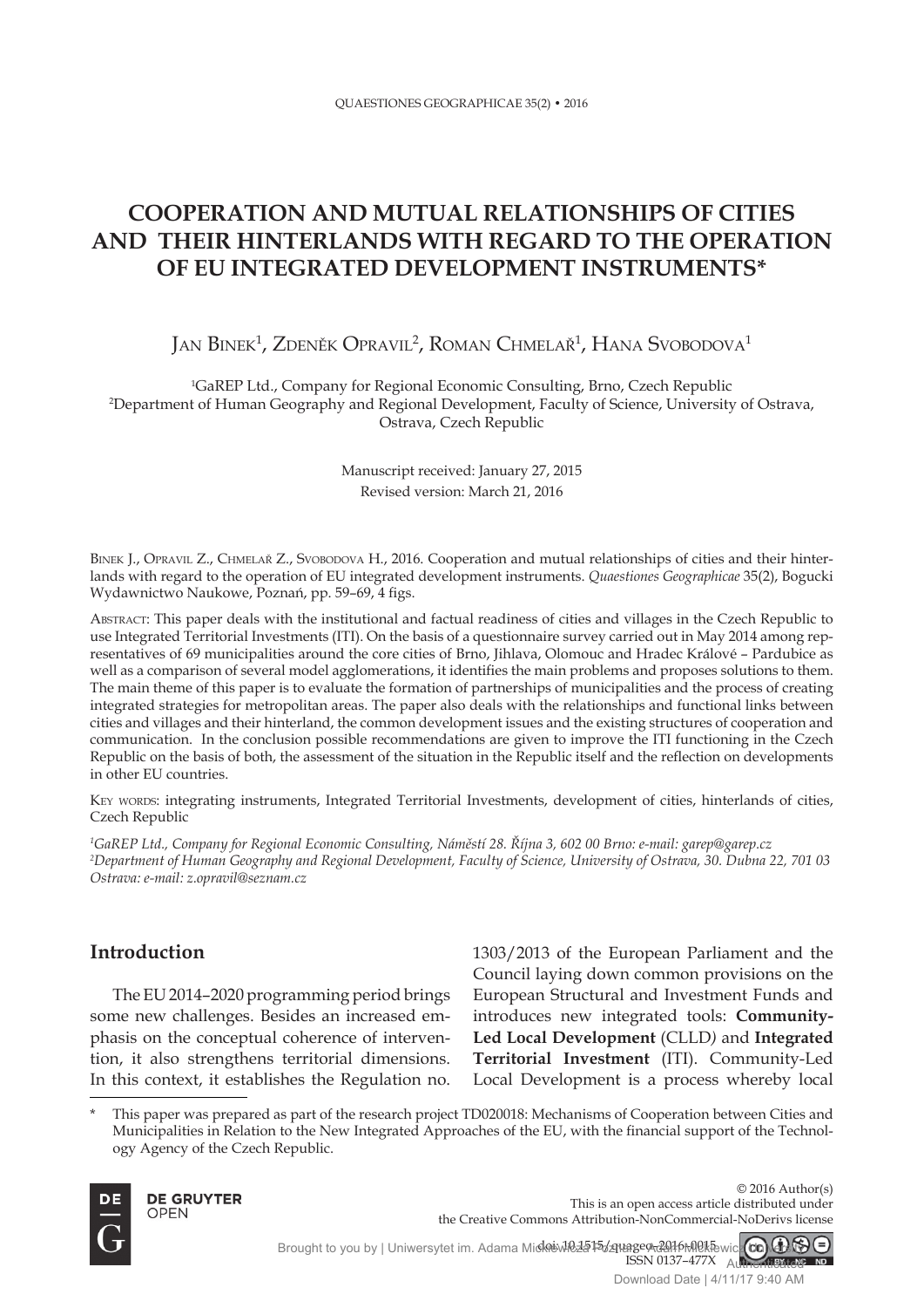# COOPERATION AND MUTUAL RELATIONSHIPS OF CITIES AND THEIR HINTERLANDS WITH REGARD TO THE OPERATION OF EU INTEGRATED DEVELOPMENT INSTRUMENTS*

Jan Binek[1], Zdeněk Opravil[2], Roman Chmelař[1], Hana Svobodova[1]

[1]GaREP Ltd., Company for Regional Economic Consulting, Brno, Czech Republic
[2]Department of Human Geography and Regional Development, Faculty of Science, University of Ostrava, Ostrava, Czech Republic

Manuscript received: January 27, 2015
Revised version: March 21, 2016

Binek J., Opravil Z., Chmelař Z., Svobodova H., 2016. Cooperation and mutual relationships of cities and their hinterlands with regard to the operation of EU integrated development instruments. *Quaestiones Geographicae* 35(2), Bogucki Wydawnictwo Naukowe, Poznań, pp. 59–69, 4 figs.

Abstract: This paper deals with the institutional and factual readiness of cities and villages in the Czech Republic to use Integrated Territorial Investments (ITI). On the basis of a questionnaire survey carried out in May 2014 among representatives of 69 municipalities around the core cities of Brno, Jihlava, Olomouc and Hradec Králové – Pardubice as well as a comparison of several model agglomerations, it identifies the main problems and proposes solutions to them. The main theme of this paper is to evaluate the formation of partnerships of municipalities and the process of creating integrated strategies for metropolitan areas. The paper also deals with the relationships and functional links between cities and villages and their hinterland, the common development issues and the existing structures of cooperation and communication. In the conclusion possible recommendations are given to improve the ITI functioning in the Czech Republic on the basis of both, the assessment of the situation in the Republic itself and the reflection on developments in other EU countries.

Key words: integrating instruments, Integrated Territorial Investments, development of cities, hinterlands of cities, Czech Republic

*[1]GaREP Ltd., Company for Regional Economic Consulting, Náměstí 28. Října 3, 602 00 Brno: e-mail: garep@garep.cz*
*[2]Department of Human Geography and Regional Development, Faculty of Science, University of Ostrava, 30. Dubna 22, 701 03 Ostrava: e-mail: z.opravil@seznam.cz*

## Introduction

The EU 2014–2020 programming period brings some new challenges. Besides an increased emphasis on the conceptual coherence of intervention, it also strengthens territorial dimensions. In this context, it establishes the Regulation no. 1303/2013 of the European Parliament and the Council laying down common provisions on the European Structural and Investment Funds and introduces new integrated tools: **Community-Led Local Development** (CLLD) and **Integrated Territorial Investment** (ITI). Community-Led Local Development is a process whereby local

\* This paper was prepared as part of the research project TD020018: Mechanisms of Cooperation between Cities and Municipalities in Relation to the New Integrated Approaches of the EU, with the financial support of the Technology Agency of the Czech Republic.

© 2016 Author(s)
This is an open access article distributed under the Creative Commons Attribution-NonCommercial-NoDerivs license

doi: 10.1515/quageo-2016-0015
ISSN 0137-477X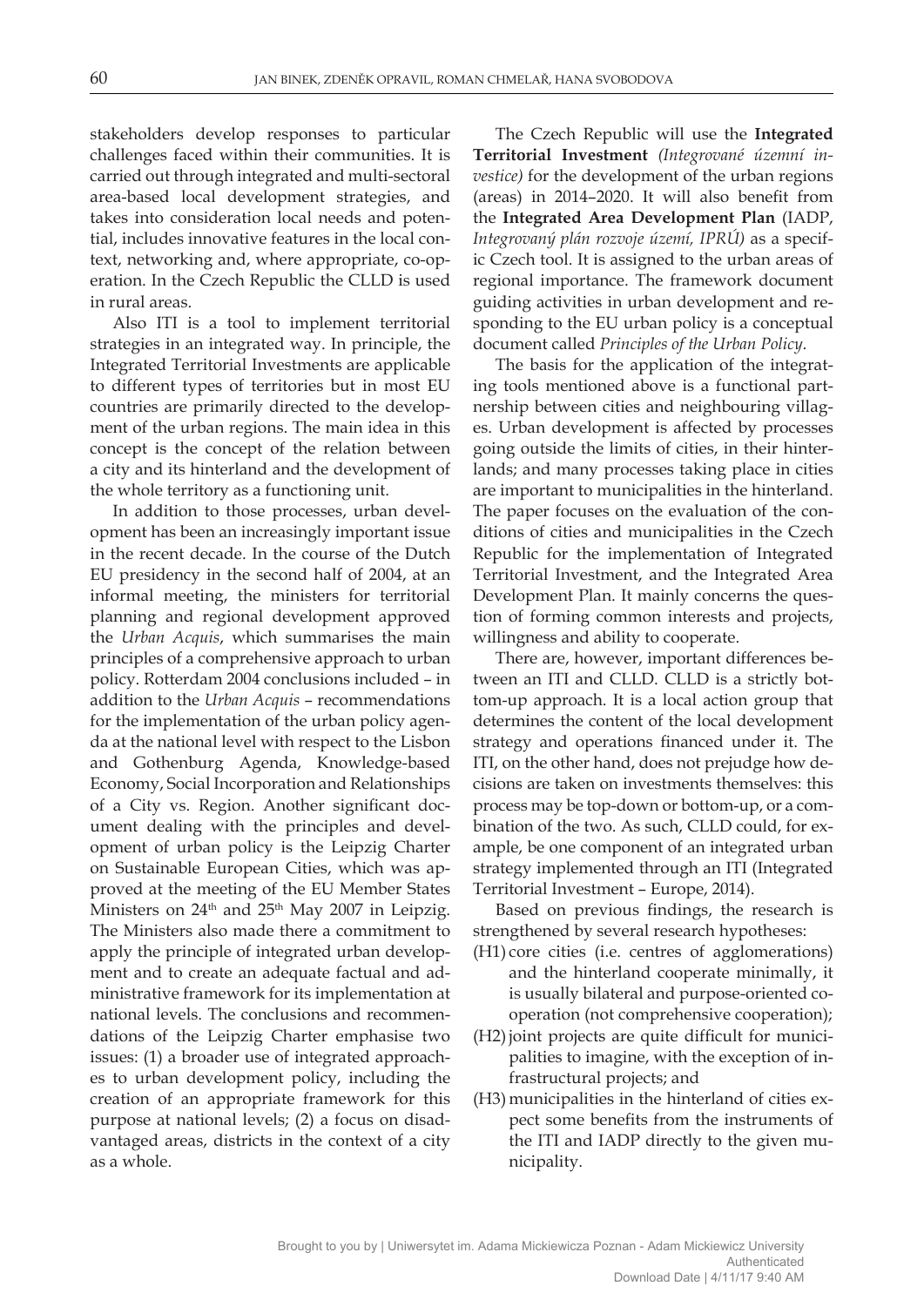stakeholders develop responses to particular challenges faced within their communities. It is carried out through integrated and multi-sectoral area-based local development strategies, and takes into consideration local needs and potential, includes innovative features in the local context, networking and, where appropriate, co-operation. In the Czech Republic the CLLD is used in rural areas.

Also ITI is a tool to implement territorial strategies in an integrated way. In principle, the Integrated Territorial Investments are applicable to different types of territories but in most EU countries are primarily directed to the development of the urban regions. The main idea in this concept is the concept of the relation between a city and its hinterland and the development of the whole territory as a functioning unit.

In addition to those processes, urban development has been an increasingly important issue in the recent decade. In the course of the Dutch EU presidency in the second half of 2004, at an informal meeting, the ministers for territorial planning and regional development approved the *Urban Acquis*, which summarises the main principles of a comprehensive approach to urban policy. Rotterdam 2004 conclusions included – in addition to the *Urban Acquis* – recommendations for the implementation of the urban policy agenda at the national level with respect to the Lisbon and Gothenburg Agenda, Knowledge-based Economy, Social Incorporation and Relationships of a City vs. Region. Another significant document dealing with the principles and development of urban policy is the Leipzig Charter on Sustainable European Cities, which was approved at the meeting of the EU Member States Ministers on 24th and 25th May 2007 in Leipzig. The Ministers also made there a commitment to apply the principle of integrated urban development and to create an adequate factual and administrative framework for its implementation at national levels. The conclusions and recommendations of the Leipzig Charter emphasise two issues: (1) a broader use of integrated approaches to urban development policy, including the creation of an appropriate framework for this purpose at national levels; (2) a focus on disadvantaged areas, districts in the context of a city as a whole.

The Czech Republic will use the **Integrated Territorial Investment** *(Integrované územní investice)* for the development of the urban regions (areas) in 2014–2020. It will also benefit from the **Integrated Area Development Plan** (IADP, *Integrovaný plán rozvoje území, IPRÚ)* as a specific Czech tool. It is assigned to the urban areas of regional importance. The framework document guiding activities in urban development and responding to the EU urban policy is a conceptual document called *Principles of the Urban Policy*.

The basis for the application of the integrating tools mentioned above is a functional partnership between cities and neighbouring villages. Urban development is affected by processes going outside the limits of cities, in their hinterlands; and many processes taking place in cities are important to municipalities in the hinterland. The paper focuses on the evaluation of the conditions of cities and municipalities in the Czech Republic for the implementation of Integrated Territorial Investment, and the Integrated Area Development Plan. It mainly concerns the question of forming common interests and projects, willingness and ability to cooperate.

There are, however, important differences between an ITI and CLLD. CLLD is a strictly bottom-up approach. It is a local action group that determines the content of the local development strategy and operations financed under it. The ITI, on the other hand, does not prejudge how decisions are taken on investments themselves: this process may be top-down or bottom-up, or a combination of the two. As such, CLLD could, for example, be one component of an integrated urban strategy implemented through an ITI (Integrated Territorial Investment – Europe, 2014).

Based on previous findings, the research is strengthened by several research hypotheses:

- (H1) core cities (i.e. centres of agglomerations) and the hinterland cooperate minimally, it is usually bilateral and purpose-oriented cooperation (not comprehensive cooperation);
- (H2) joint projects are quite difficult for municipalities to imagine, with the exception of infrastructural projects; and
- (H3) municipalities in the hinterland of cities expect some benefits from the instruments of the ITI and IADP directly to the given municipality.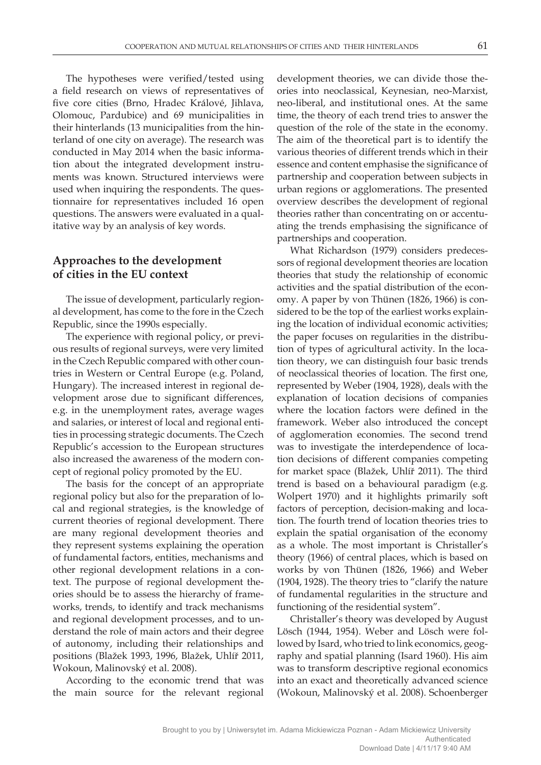The hypotheses were verified/tested using a field research on views of representatives of five core cities (Brno, Hradec Králové, Jihlava, Olomouc, Pardubice) and 69 municipalities in their hinterlands (13 municipalities from the hinterland of one city on average). The research was conducted in May 2014 when the basic information about the integrated development instruments was known. Structured interviews were used when inquiring the respondents. The questionnaire for representatives included 16 open questions. The answers were evaluated in a qualitative way by an analysis of key words.

## Approaches to the development of cities in the EU context

The issue of development, particularly regional development, has come to the fore in the Czech Republic, since the 1990s especially.

The experience with regional policy, or previous results of regional surveys, were very limited in the Czech Republic compared with other countries in Western or Central Europe (e.g. Poland, Hungary). The increased interest in regional development arose due to significant differences, e.g. in the unemployment rates, average wages and salaries, or interest of local and regional entities in processing strategic documents. The Czech Republic's accession to the European structures also increased the awareness of the modern concept of regional policy promoted by the EU.

The basis for the concept of an appropriate regional policy but also for the preparation of local and regional strategies, is the knowledge of current theories of regional development. There are many regional development theories and they represent systems explaining the operation of fundamental factors, entities, mechanisms and other regional development relations in a context. The purpose of regional development theories should be to assess the hierarchy of frameworks, trends, to identify and track mechanisms and regional development processes, and to understand the role of main actors and their degree of autonomy, including their relationships and positions (Blažek 1993, 1996, Blažek, Uhlíř 2011, Wokoun, Malinovský et al. 2008).

According to the economic trend that was the main source for the relevant regional development theories, we can divide those theories into neoclassical, Keynesian, neo-Marxist, neo-liberal, and institutional ones. At the same time, the theory of each trend tries to answer the question of the role of the state in the economy. The aim of the theoretical part is to identify the various theories of different trends which in their essence and content emphasise the significance of partnership and cooperation between subjects in urban regions or agglomerations. The presented overview describes the development of regional theories rather than concentrating on or accentuating the trends emphasising the significance of partnerships and cooperation.

What Richardson (1979) considers predecessors of regional development theories are location theories that study the relationship of economic activities and the spatial distribution of the economy. A paper by von Thünen (1826, 1966) is considered to be the top of the earliest works explaining the location of individual economic activities; the paper focuses on regularities in the distribution of types of agricultural activity. In the location theory, we can distinguish four basic trends of neoclassical theories of location. The first one, represented by Weber (1904, 1928), deals with the explanation of location decisions of companies where the location factors were defined in the framework. Weber also introduced the concept of agglomeration economies. The second trend was to investigate the interdependence of location decisions of different companies competing for market space (Blažek, Uhlíř 2011). The third trend is based on a behavioural paradigm (e.g. Wolpert 1970) and it highlights primarily soft factors of perception, decision-making and location. The fourth trend of location theories tries to explain the spatial organisation of the economy as a whole. The most important is Christaller's theory (1966) of central places, which is based on works by von Thünen (1826, 1966) and Weber (1904, 1928). The theory tries to "clarify the nature of fundamental regularities in the structure and functioning of the residential system".

Christaller's theory was developed by August Lösch (1944, 1954). Weber and Lösch were followed by Isard, who tried to link economics, geography and spatial planning (Isard 1960). His aim was to transform descriptive regional economics into an exact and theoretically advanced science (Wokoun, Malinovský et al. 2008). Schoenberger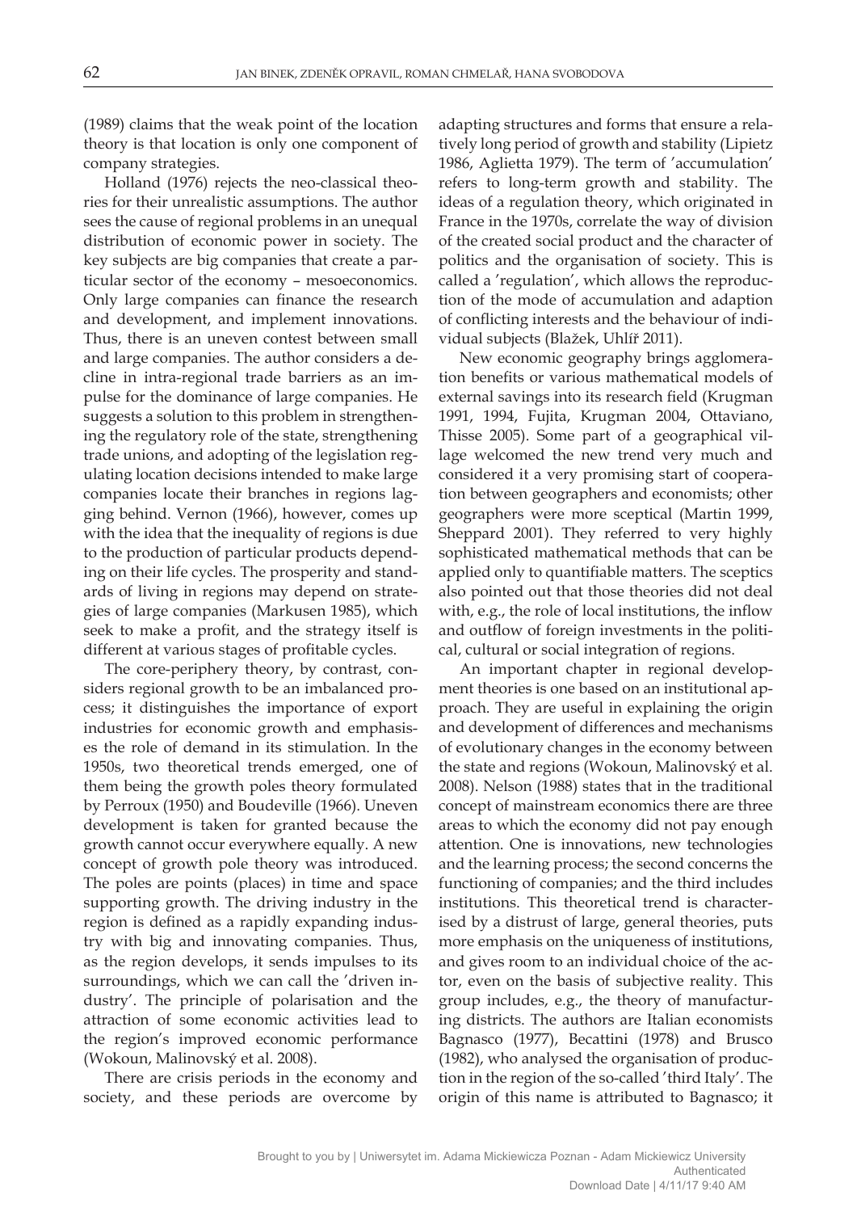(1989) claims that the weak point of the location theory is that location is only one component of company strategies.

Holland (1976) rejects the neo-classical theories for their unrealistic assumptions. The author sees the cause of regional problems in an unequal distribution of economic power in society. The key subjects are big companies that create a particular sector of the economy – mesoeconomics. Only large companies can finance the research and development, and implement innovations. Thus, there is an uneven contest between small and large companies. The author considers a decline in intra-regional trade barriers as an impulse for the dominance of large companies. He suggests a solution to this problem in strengthening the regulatory role of the state, strengthening trade unions, and adopting of the legislation regulating location decisions intended to make large companies locate their branches in regions lagging behind. Vernon (1966), however, comes up with the idea that the inequality of regions is due to the production of particular products depending on their life cycles. The prosperity and standards of living in regions may depend on strategies of large companies (Markusen 1985), which seek to make a profit, and the strategy itself is different at various stages of profitable cycles.

The core-periphery theory, by contrast, considers regional growth to be an imbalanced process; it distinguishes the importance of export industries for economic growth and emphasises the role of demand in its stimulation. In the 1950s, two theoretical trends emerged, one of them being the growth poles theory formulated by Perroux (1950) and Boudeville (1966). Uneven development is taken for granted because the growth cannot occur everywhere equally. A new concept of growth pole theory was introduced. The poles are points (places) in time and space supporting growth. The driving industry in the region is defined as a rapidly expanding industry with big and innovating companies. Thus, as the region develops, it sends impulses to its surroundings, which we can call the 'driven industry'. The principle of polarisation and the attraction of some economic activities lead to the region's improved economic performance (Wokoun, Malinovský et al. 2008).

There are crisis periods in the economy and society, and these periods are overcome by adapting structures and forms that ensure a relatively long period of growth and stability (Lipietz 1986, Aglietta 1979). The term of 'accumulation' refers to long-term growth and stability. The ideas of a regulation theory, which originated in France in the 1970s, correlate the way of division of the created social product and the character of politics and the organisation of society. This is called a 'regulation', which allows the reproduction of the mode of accumulation and adaption of conflicting interests and the behaviour of individual subjects (Blažek, Uhlíř 2011).

New economic geography brings agglomeration benefits or various mathematical models of external savings into its research field (Krugman 1991, 1994, Fujita, Krugman 2004, Ottaviano, Thisse 2005). Some part of a geographical village welcomed the new trend very much and considered it a very promising start of cooperation between geographers and economists; other geographers were more sceptical (Martin 1999, Sheppard 2001). They referred to very highly sophisticated mathematical methods that can be applied only to quantifiable matters. The sceptics also pointed out that those theories did not deal with, e.g., the role of local institutions, the inflow and outflow of foreign investments in the political, cultural or social integration of regions.

An important chapter in regional development theories is one based on an institutional approach. They are useful in explaining the origin and development of differences and mechanisms of evolutionary changes in the economy between the state and regions (Wokoun, Malinovský et al. 2008). Nelson (1988) states that in the traditional concept of mainstream economics there are three areas to which the economy did not pay enough attention. One is innovations, new technologies and the learning process; the second concerns the functioning of companies; and the third includes institutions. This theoretical trend is characterised by a distrust of large, general theories, puts more emphasis on the uniqueness of institutions, and gives room to an individual choice of the actor, even on the basis of subjective reality. This group includes, e.g., the theory of manufacturing districts. The authors are Italian economists Bagnasco (1977), Becattini (1978) and Brusco (1982), who analysed the organisation of production in the region of the so-called 'third Italy'. The origin of this name is attributed to Bagnasco; it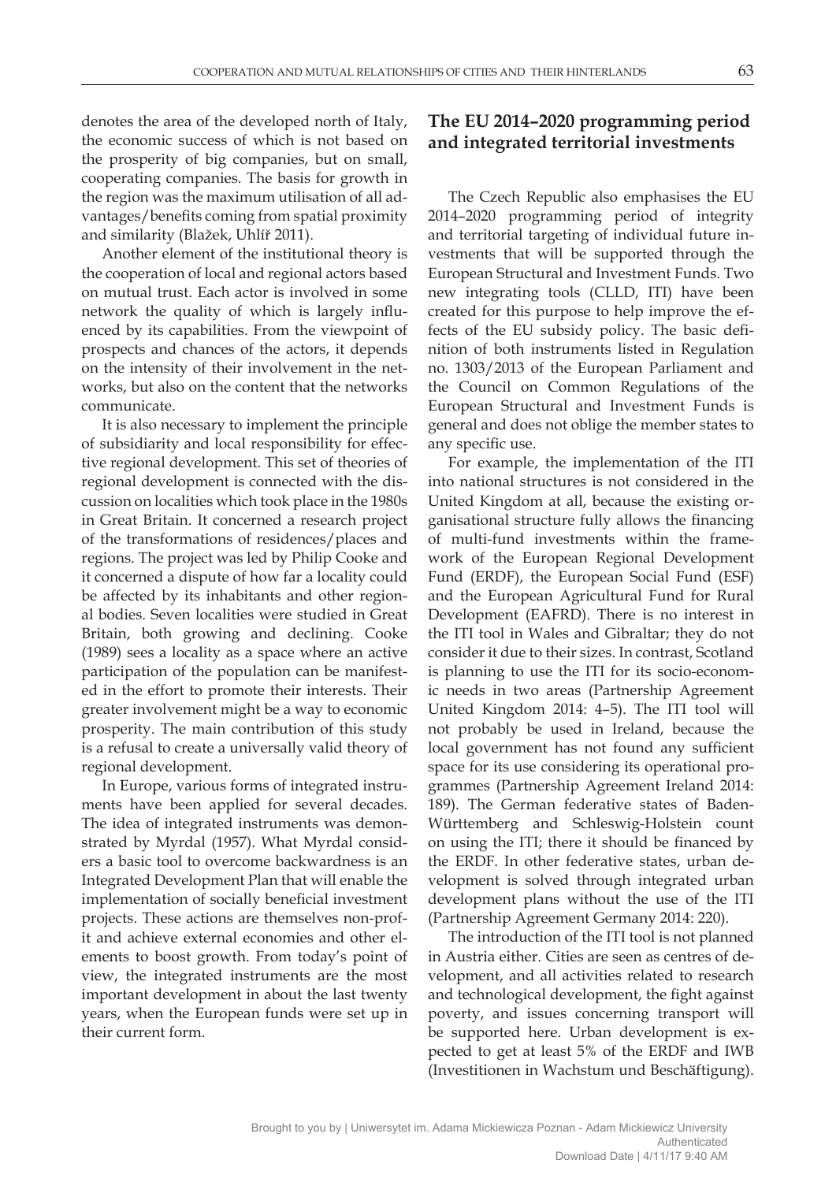denotes the area of the developed north of Italy, the economic success of which is not based on the prosperity of big companies, but on small, cooperating companies. The basis for growth in the region was the maximum utilisation of all advantages/benefits coming from spatial proximity and similarity (Blažek, Uhlíř 2011).

Another element of the institutional theory is the cooperation of local and regional actors based on mutual trust. Each actor is involved in some network the quality of which is largely influenced by its capabilities. From the viewpoint of prospects and chances of the actors, it depends on the intensity of their involvement in the networks, but also on the content that the networks communicate.

It is also necessary to implement the principle of subsidiarity and local responsibility for effective regional development. This set of theories of regional development is connected with the discussion on localities which took place in the 1980s in Great Britain. It concerned a research project of the transformations of residences/places and regions. The project was led by Philip Cooke and it concerned a dispute of how far a locality could be affected by its inhabitants and other regional bodies. Seven localities were studied in Great Britain, both growing and declining. Cooke (1989) sees a locality as a space where an active participation of the population can be manifested in the effort to promote their interests. Their greater involvement might be a way to economic prosperity. The main contribution of this study is a refusal to create a universally valid theory of regional development.

In Europe, various forms of integrated instruments have been applied for several decades. The idea of integrated instruments was demonstrated by Myrdal (1957). What Myrdal considers a basic tool to overcome backwardness is an Integrated Development Plan that will enable the implementation of socially beneficial investment projects. These actions are themselves non-profit and achieve external economies and other elements to boost growth. From today's point of view, the integrated instruments are the most important development in about the last twenty years, when the European funds were set up in their current form.

## The EU 2014–2020 programming period and integrated territorial investments

The Czech Republic also emphasises the EU 2014–2020 programming period of integrity and territorial targeting of individual future investments that will be supported through the European Structural and Investment Funds. Two new integrating tools (CLLD, ITI) have been created for this purpose to help improve the effects of the EU subsidy policy. The basic definition of both instruments listed in Regulation no. 1303/2013 of the European Parliament and the Council on Common Regulations of the European Structural and Investment Funds is general and does not oblige the member states to any specific use.

For example, the implementation of the ITI into national structures is not considered in the United Kingdom at all, because the existing organisational structure fully allows the financing of multi-fund investments within the framework of the European Regional Development Fund (ERDF), the European Social Fund (ESF) and the European Agricultural Fund for Rural Development (EAFRD). There is no interest in the ITI tool in Wales and Gibraltar; they do not consider it due to their sizes. In contrast, Scotland is planning to use the ITI for its socio-economic needs in two areas (Partnership Agreement United Kingdom 2014: 4–5). The ITI tool will not probably be used in Ireland, because the local government has not found any sufficient space for its use considering its operational programmes (Partnership Agreement Ireland 2014: 189). The German federative states of Baden-Württemberg and Schleswig-Holstein count on using the ITI; there it should be financed by the ERDF. In other federative states, urban development is solved through integrated urban development plans without the use of the ITI (Partnership Agreement Germany 2014: 220).

The introduction of the ITI tool is not planned in Austria either. Cities are seen as centres of development, and all activities related to research and technological development, the fight against poverty, and issues concerning transport will be supported here. Urban development is expected to get at least 5% of the ERDF and IWB (Investitionen in Wachstum und Beschäftigung).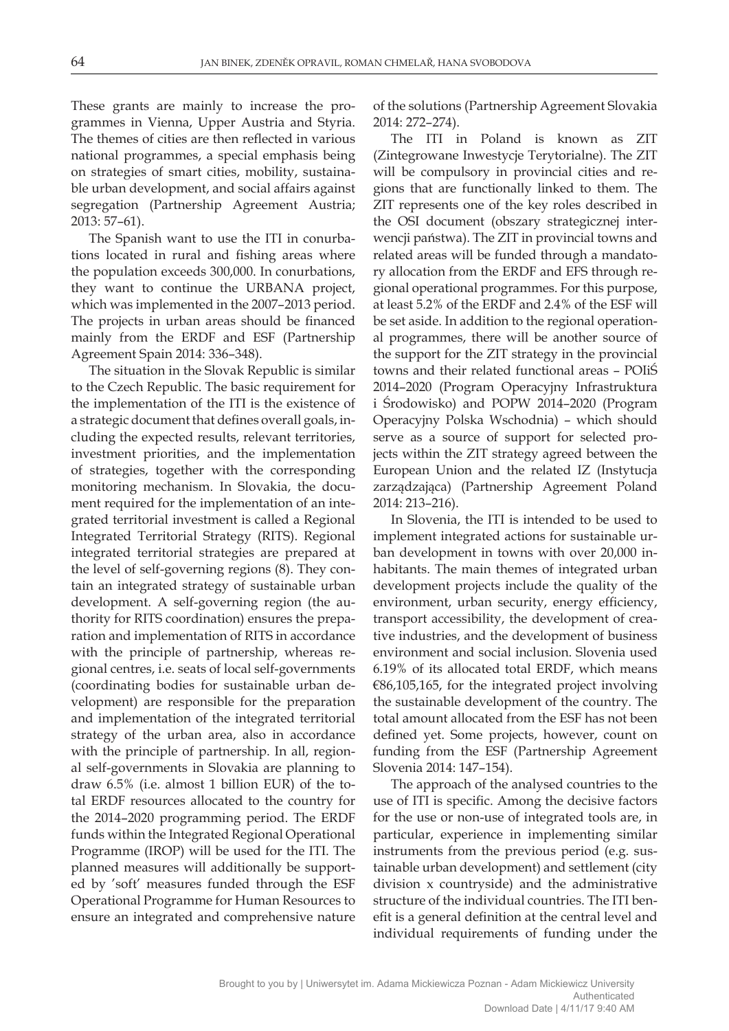These grants are mainly to increase the programmes in Vienna, Upper Austria and Styria. The themes of cities are then reflected in various national programmes, a special emphasis being on strategies of smart cities, mobility, sustainable urban development, and social affairs against segregation (Partnership Agreement Austria; 2013: 57–61).

The Spanish want to use the ITI in conurbations located in rural and fishing areas where the population exceeds 300,000. In conurbations, they want to continue the URBANA project, which was implemented in the 2007–2013 period. The projects in urban areas should be financed mainly from the ERDF and ESF (Partnership Agreement Spain 2014: 336–348).

The situation in the Slovak Republic is similar to the Czech Republic. The basic requirement for the implementation of the ITI is the existence of a strategic document that defines overall goals, including the expected results, relevant territories, investment priorities, and the implementation of strategies, together with the corresponding monitoring mechanism. In Slovakia, the document required for the implementation of an integrated territorial investment is called a Regional Integrated Territorial Strategy (RITS). Regional integrated territorial strategies are prepared at the level of self-governing regions (8). They contain an integrated strategy of sustainable urban development. A self-governing region (the authority for RITS coordination) ensures the preparation and implementation of RITS in accordance with the principle of partnership, whereas regional centres, i.e. seats of local self-governments (coordinating bodies for sustainable urban development) are responsible for the preparation and implementation of the integrated territorial strategy of the urban area, also in accordance with the principle of partnership. In all, regional self-governments in Slovakia are planning to draw 6.5% (i.e. almost 1 billion EUR) of the total ERDF resources allocated to the country for the 2014–2020 programming period. The ERDF funds within the Integrated Regional Operational Programme (IROP) will be used for the ITI. The planned measures will additionally be supported by 'soft' measures funded through the ESF Operational Programme for Human Resources to ensure an integrated and comprehensive nature of the solutions (Partnership Agreement Slovakia 2014: 272–274).

The ITI in Poland is known as ZIT (Zintegrowane Inwestycje Terytorialne). The ZIT will be compulsory in provincial cities and regions that are functionally linked to them. The ZIT represents one of the key roles described in the OSI document (obszary strategicznej interwencji państwa). The ZIT in provincial towns and related areas will be funded through a mandatory allocation from the ERDF and EFS through regional operational programmes. For this purpose, at least 5.2% of the ERDF and 2.4% of the ESF will be set aside. In addition to the regional operational programmes, there will be another source of the support for the ZIT strategy in the provincial towns and their related functional areas – POIiŚ 2014–2020 (Program Operacyjny Infrastruktura i Środowisko) and POPW 2014–2020 (Program Operacyjny Polska Wschodnia) – which should serve as a source of support for selected projects within the ZIT strategy agreed between the European Union and the related IZ (Instytucja zarządzająca) (Partnership Agreement Poland 2014: 213–216).

In Slovenia, the ITI is intended to be used to implement integrated actions for sustainable urban development in towns with over 20,000 inhabitants. The main themes of integrated urban development projects include the quality of the environment, urban security, energy efficiency, transport accessibility, the development of creative industries, and the development of business environment and social inclusion. Slovenia used 6.19% of its allocated total ERDF, which means €86,105,165, for the integrated project involving the sustainable development of the country. The total amount allocated from the ESF has not been defined yet. Some projects, however, count on funding from the ESF (Partnership Agreement Slovenia 2014: 147–154).

The approach of the analysed countries to the use of ITI is specific. Among the decisive factors for the use or non-use of integrated tools are, in particular, experience in implementing similar instruments from the previous period (e.g. sustainable urban development) and settlement (city division x countryside) and the administrative structure of the individual countries. The ITI benefit is a general definition at the central level and individual requirements of funding under the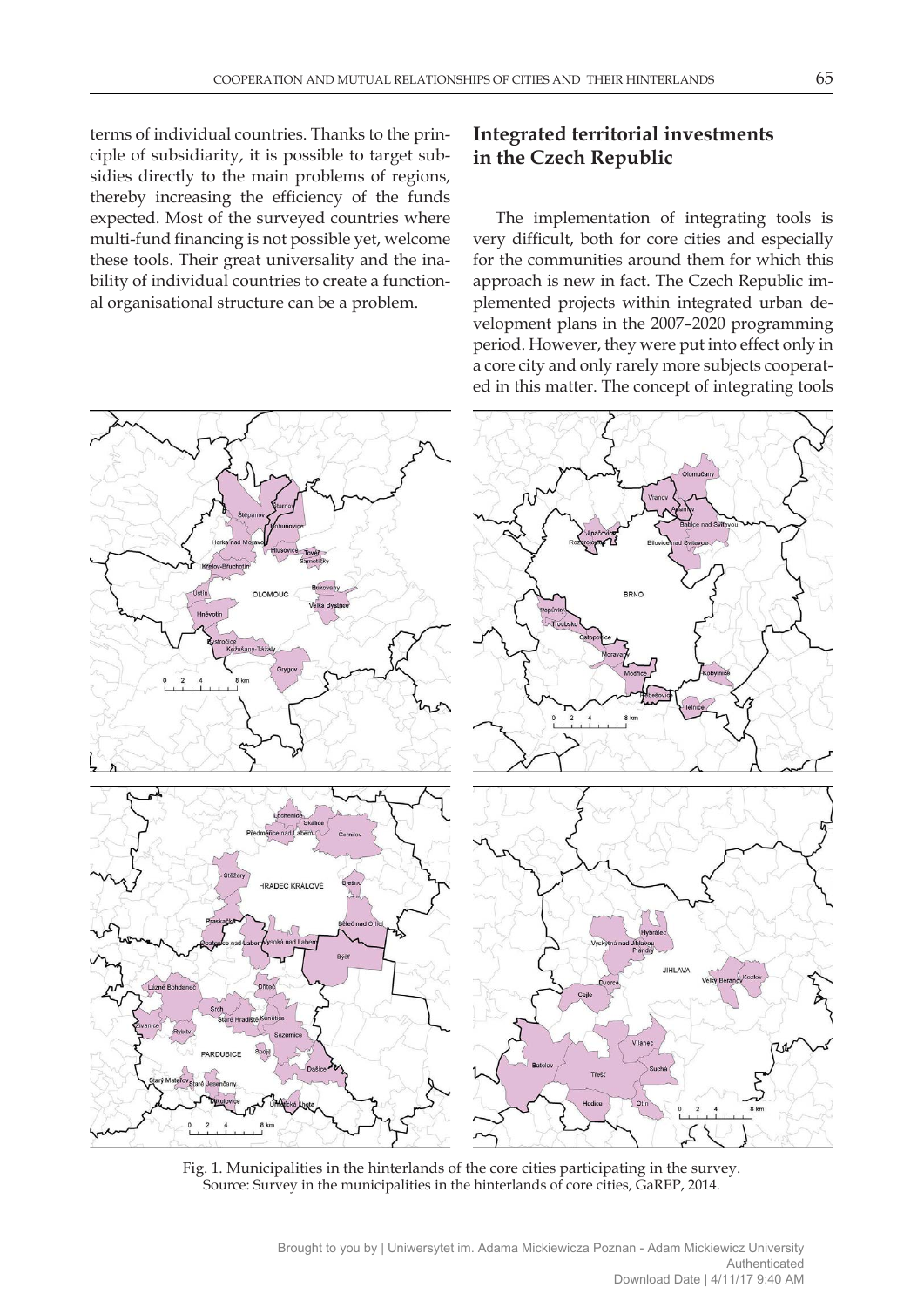terms of individual countries. Thanks to the principle of subsidiarity, it is possible to target subsidies directly to the main problems of regions, thereby increasing the efficiency of the funds expected. Most of the surveyed countries where multi-fund financing is not possible yet, welcome these tools. Their great universality and the inability of individual countries to create a functional organisational structure can be a problem.

## Integrated territorial investments in the Czech Republic

The implementation of integrating tools is very difficult, both for core cities and especially for the communities around them for which this approach is new in fact. The Czech Republic implemented projects within integrated urban development plans in the 2007–2020 programming period. However, they were put into effect only in a core city and only rarely more subjects cooperated in this matter. The concept of integrating tools

Fig. 1. Municipalities in the hinterlands of the core cities participating in the survey.
Source: Survey in the municipalities in the hinterlands of core cities, GaREP, 2014.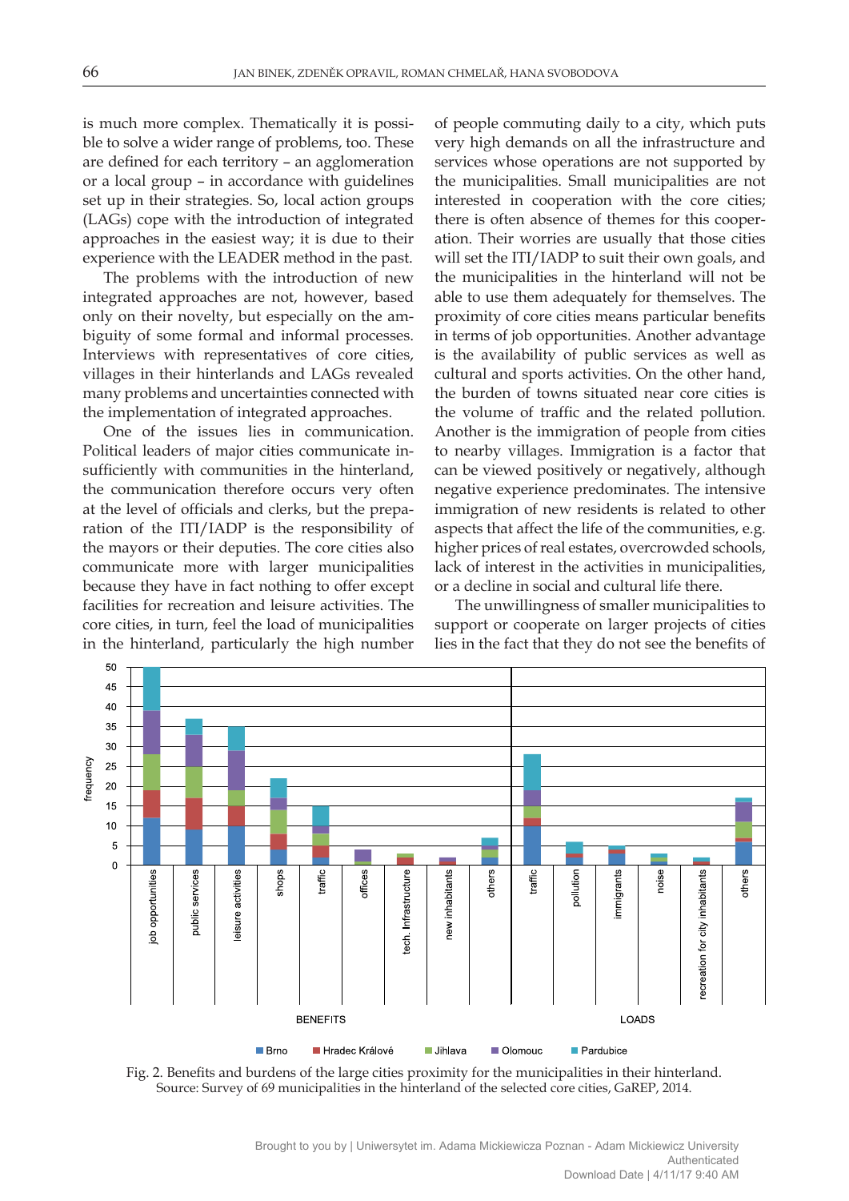is much more complex. Thematically it is possible to solve a wider range of problems, too. These are defined for each territory – an agglomeration or a local group – in accordance with guidelines set up in their strategies. So, local action groups (LAGs) cope with the introduction of integrated approaches in the easiest way; it is due to their experience with the LEADER method in the past.

The problems with the introduction of new integrated approaches are not, however, based only on their novelty, but especially on the ambiguity of some formal and informal processes. Interviews with representatives of core cities, villages in their hinterlands and LAGs revealed many problems and uncertainties connected with the implementation of integrated approaches.

One of the issues lies in communication. Political leaders of major cities communicate insufficiently with communities in the hinterland, the communication therefore occurs very often at the level of officials and clerks, but the preparation of the ITI/IADP is the responsibility of the mayors or their deputies. The core cities also communicate more with larger municipalities because they have in fact nothing to offer except facilities for recreation and leisure activities. The core cities, in turn, feel the load of municipalities in the hinterland, particularly the high number of people commuting daily to a city, which puts very high demands on all the infrastructure and services whose operations are not supported by the municipalities. Small municipalities are not interested in cooperation with the core cities; there is often absence of themes for this cooperation. Their worries are usually that those cities will set the ITI/IADP to suit their own goals, and the municipalities in the hinterland will not be able to use them adequately for themselves. The proximity of core cities means particular benefits in terms of job opportunities. Another advantage is the availability of public services as well as cultural and sports activities. On the other hand, the burden of towns situated near core cities is the volume of traffic and the related pollution. Another is the immigration of people from cities to nearby villages. Immigration is a factor that can be viewed positively or negatively, although negative experience predominates. The intensive immigration of new residents is related to other aspects that affect the life of the communities, e.g. higher prices of real estates, overcrowded schools, lack of interest in the activities in municipalities, or a decline in social and cultural life there.

The unwillingness of smaller municipalities to support or cooperate on larger projects of cities lies in the fact that they do not see the benefits of

frequency

50
45
40
35
30
25
20
15
10
5
0

job opportunities
public services
leisure activities
shops
traffic
offices
tech. Infrastructure
new inhabitants
others
traffic
pollution
immigrants
noise
recreation for city inhabitants
others

BENEFITS
LOADS

Brno
Hradec Králové
Jihlava
Olomouc
Pardubice

Fig. 2. Benefits and burdens of the large cities proximity for the municipalities in their hinterland.
Source: Survey of 69 municipalities in the hinterland of the selected core cities, GaREP, 2014.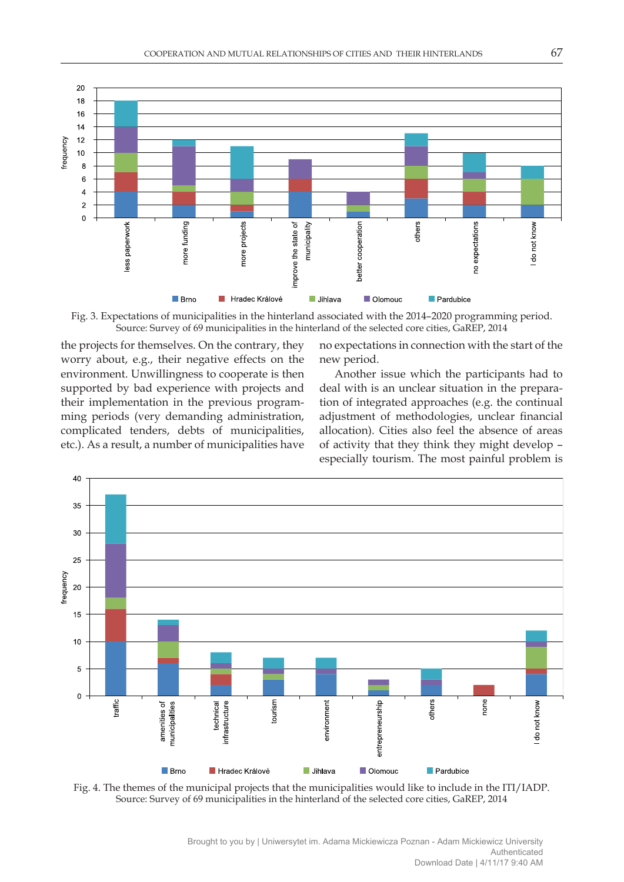Fig. 3. Expectations of municipalities in the hinterland associated with the 2014–2020 programming period.
Source: Survey of 69 municipalities in the hinterland of the selected core cities, GaREP, 2014

the projects for themselves. On the contrary, they worry about, e.g., their negative effects on the environment. Unwillingness to cooperate is then supported by bad experience with projects and their implementation in the previous programming periods (very demanding administration, complicated tenders, debts of municipalities, etc.). As a result, a number of municipalities have no expectations in connection with the start of the new period.

Another issue which the participants had to deal with is an unclear situation in the preparation of integrated approaches (e.g. the continual adjustment of methodologies, unclear financial allocation). Cities also feel the absence of areas of activity that they think they might develop – especially tourism. The most painful problem is

Fig. 4. The themes of the municipal projects that the municipalities would like to include in the ITI/IADP.
Source: Survey of 69 municipalities in the hinterland of the selected core cities, GaREP, 2014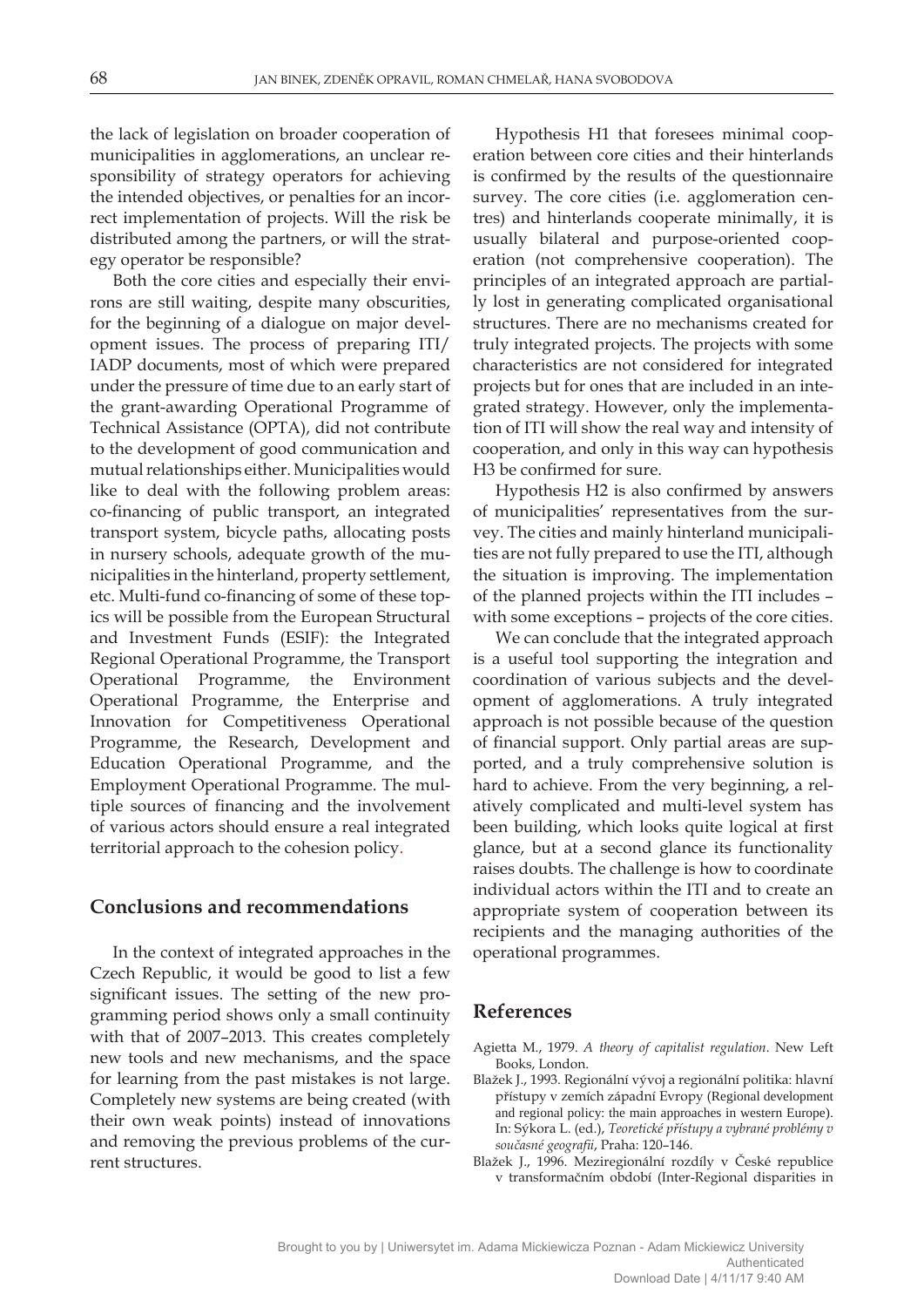the lack of legislation on broader cooperation of municipalities in agglomerations, an unclear responsibility of strategy operators for achieving the intended objectives, or penalties for an incorrect implementation of projects. Will the risk be distributed among the partners, or will the strategy operator be responsible?

Both the core cities and especially their environs are still waiting, despite many obscurities, for the beginning of a dialogue on major development issues. The process of preparing ITI/IADP documents, most of which were prepared under the pressure of time due to an early start of the grant-awarding Operational Programme of Technical Assistance (OPTA), did not contribute to the development of good communication and mutual relationships either. Municipalities would like to deal with the following problem areas: co-financing of public transport, an integrated transport system, bicycle paths, allocating posts in nursery schools, adequate growth of the municipalities in the hinterland, property settlement, etc. Multi-fund co-financing of some of these topics will be possible from the European Structural and Investment Funds (ESIF): the Integrated Regional Operational Programme, the Transport Operational Programme, the Environment Operational Programme, the Enterprise and Innovation for Competitiveness Operational Programme, the Research, Development and Education Operational Programme, and the Employment Operational Programme. The multiple sources of financing and the involvement of various actors should ensure a real integrated territorial approach to the cohesion policy.

## Conclusions and recommendations

In the context of integrated approaches in the Czech Republic, it would be good to list a few significant issues. The setting of the new programming period shows only a small continuity with that of 2007–2013. This creates completely new tools and new mechanisms, and the space for learning from the past mistakes is not large. Completely new systems are being created (with their own weak points) instead of innovations and removing the previous problems of the current structures.

Hypothesis H1 that foresees minimal cooperation between core cities and their hinterlands is confirmed by the results of the questionnaire survey. The core cities (i.e. agglomeration centres) and hinterlands cooperate minimally, it is usually bilateral and purpose-oriented cooperation (not comprehensive cooperation). The principles of an integrated approach are partially lost in generating complicated organisational structures. There are no mechanisms created for truly integrated projects. The projects with some characteristics are not considered for integrated projects but for ones that are included in an integrated strategy. However, only the implementation of ITI will show the real way and intensity of cooperation, and only in this way can hypothesis H3 be confirmed for sure.

Hypothesis H2 is also confirmed by answers of municipalities' representatives from the survey. The cities and mainly hinterland municipalities are not fully prepared to use the ITI, although the situation is improving. The implementation of the planned projects within the ITI includes – with some exceptions – projects of the core cities.

We can conclude that the integrated approach is a useful tool supporting the integration and coordination of various subjects and the development of agglomerations. A truly integrated approach is not possible because of the question of financial support. Only partial areas are supported, and a truly comprehensive solution is hard to achieve. From the very beginning, a relatively complicated and multi-level system has been building, which looks quite logical at first glance, but at a second glance its functionality raises doubts. The challenge is how to coordinate individual actors within the ITI and to create an appropriate system of cooperation between its recipients and the managing authorities of the operational programmes.

## References

Agietta M., 1979. *A theory of capitalist regulation*. New Left Books, London.

Blažek J., 1993. Regionální vývoj a regionální politika: hlavní přístupy v zemích západní Evropy (Regional development and regional policy: the main approaches in western Europe). In: Sýkora L. (ed.), *Teoretické přístupy a vybrané problémy v současné geografii*, Praha: 120–146.

Blažek J., 1996. Meziregionální rozdíly v České republice v transformačním období (Inter-Regional disparities in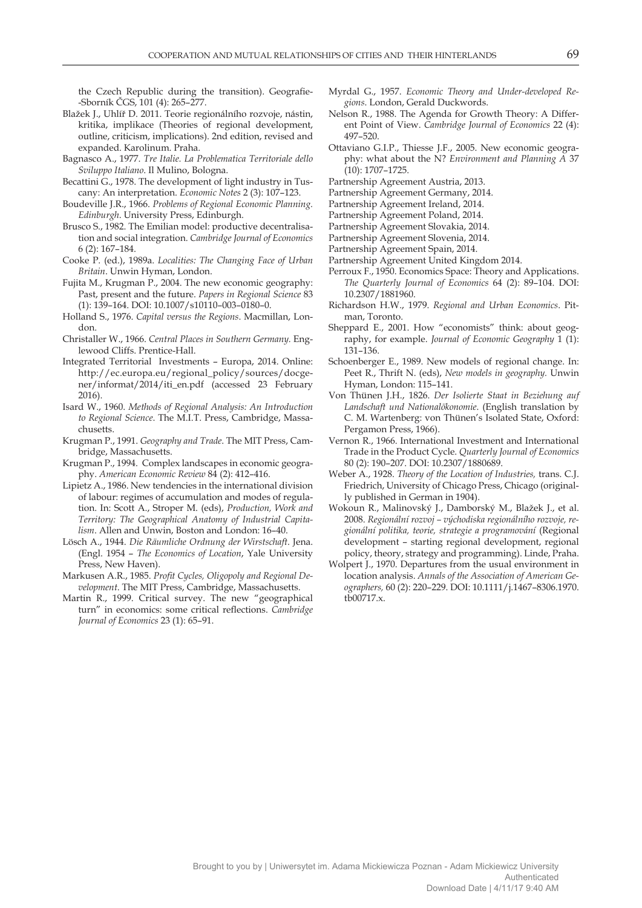the Czech Republic during the transition). Geografie--Sborník ČGS, 101 (4): 265–277.

Blažek J., Uhlíř D. 2011. Teorie regionálního rozvoje, nástin, kritika, implikace (Theories of regional development, outline, criticism, implications). 2nd edition, revised and expanded. Karolinum. Praha.

Bagnasco A., 1977. *Tre Italie. La Problematica Territoriale dello Sviluppo Italiano.* Il Mulino, Bologna.

Becattini G., 1978. The development of light industry in Tuscany: An interpretation. *Economic Notes* 2 (3): 107–123.

Boudeville J.R., 1966. *Problems of Regional Economic Planning. Edinburgh.* University Press, Edinburgh.

Brusco S., 1982. The Emilian model: productive decentralisation and social integration. *Cambridge Journal of Economics* 6 (2): 167–184.

Cooke P. (ed.), 1989a. *Localities: The Changing Face of Urban Britain*. Unwin Hyman, London.

Fujita M., Krugman P., 2004. The new economic geography: Past, present and the future. *Papers in Regional Science* 83 (1): 139–164. DOI: 10.1007/s10110–003–0180–0.

Holland S., 1976. *Capital versus the Regions*. Macmillan, London.

Christaller W., 1966. *Central Places in Southern Germany*. Englewood Cliffs. Prentice-Hall.

Integrated Territorial Investments – Europa, 2014. Online: http://ec.europa.eu/regional_policy/sources/docgener/informat/2014/iti_en.pdf (accessed 23 February 2016).

Isard W., 1960. *Methods of Regional Analysis: An Introduction to Regional Science*. The M.I.T. Press, Cambridge, Massachusetts.

Krugman P., 1991. *Geography and Trade*. The MIT Press, Cambridge, Massachusetts.

Krugman P., 1994. Complex landscapes in economic geography. *American Economic Review* 84 (2): 412–416.

Lipietz A., 1986. New tendencies in the international division of labour: regimes of accumulation and modes of regulation. In: Scott A., Stroper M. (eds), *Production, Work and Territory: The Geographical Anatomy of Industrial Capitalism*. Allen and Unwin, Boston and London: 16–40.

Lösch A., 1944. *Die Räumliche Ordnung der Wirstschaft*. Jena. (Engl. 1954 – *The Economics of Location*, Yale University Press, New Haven).

Markusen A.R., 1985. *Profit Cycles, Oligopoly and Regional Development*. The MIT Press, Cambridge, Massachusetts.

Martin R., 1999. Critical survey. The new "geographical turn" in economics: some critical reflections. *Cambridge Journal of Economics* 23 (1): 65–91.

Myrdal G., 1957. *Economic Theory and Under-developed Regions*. London, Gerald Duckwords.

Nelson R., 1988. The Agenda for Growth Theory: A Different Point of View. *Cambridge Journal of Economics* 22 (4): 497–520.

Ottaviano G.I.P., Thiesse J.F., 2005. New economic geography: what about the N? *Environment and Planning A* 37 (10): 1707–1725.

Partnership Agreement Austria, 2013.

Partnership Agreement Germany, 2014.

Partnership Agreement Ireland, 2014.

Partnership Agreement Poland, 2014.

Partnership Agreement Slovakia, 2014.

Partnership Agreement Slovenia, 2014.

Partnership Agreement Spain, 2014.

Partnership Agreement United Kingdom 2014.

Perroux F., 1950. Economics Space: Theory and Applications. *The Quarterly Journal of Economics* 64 (2): 89–104. DOI: 10.2307/1881960.

Richardson H.W., 1979. *Regional and Urban Economics*. Pitman, Toronto.

Sheppard E., 2001. How "economists" think: about geography, for example. *Journal of Economic Geography* 1 (1): 131–136.

Schoenberger E., 1989. New models of regional change. In: Peet R., Thrift N. (eds), *New models in geography*. Unwin Hyman, London: 115–141.

Von Thünen J.H., 1826. *Der Isolierte Staat in Beziehung auf Landschaft und Nationalökonomie*. (English translation by C. M. Wartenberg: von Thünen's Isolated State, Oxford: Pergamon Press, 1966).

Vernon R., 1966. International Investment and International Trade in the Product Cycle. *Quarterly Journal of Economics* 80 (2): 190–207. DOI: 10.2307/1880689.

Weber A., 1928. *Theory of the Location of Industries,* trans. C.J. Friedrich, University of Chicago Press, Chicago (originally published in German in 1904).

Wokoun R., Malinovský J., Damborský M., Blažek J., et al. 2008. *Regionální rozvoj – východiska regionálního rozvoje, regionální politika, teorie, strategie a programování* (Regional development – starting regional development, regional policy, theory, strategy and programming). Linde, Praha.

Wolpert J., 1970. Departures from the usual environment in location analysis. *Annals of the Association of American Geographers,* 60 (2): 220–229. DOI: 10.1111/j.1467–8306.1970.tb00717.x.